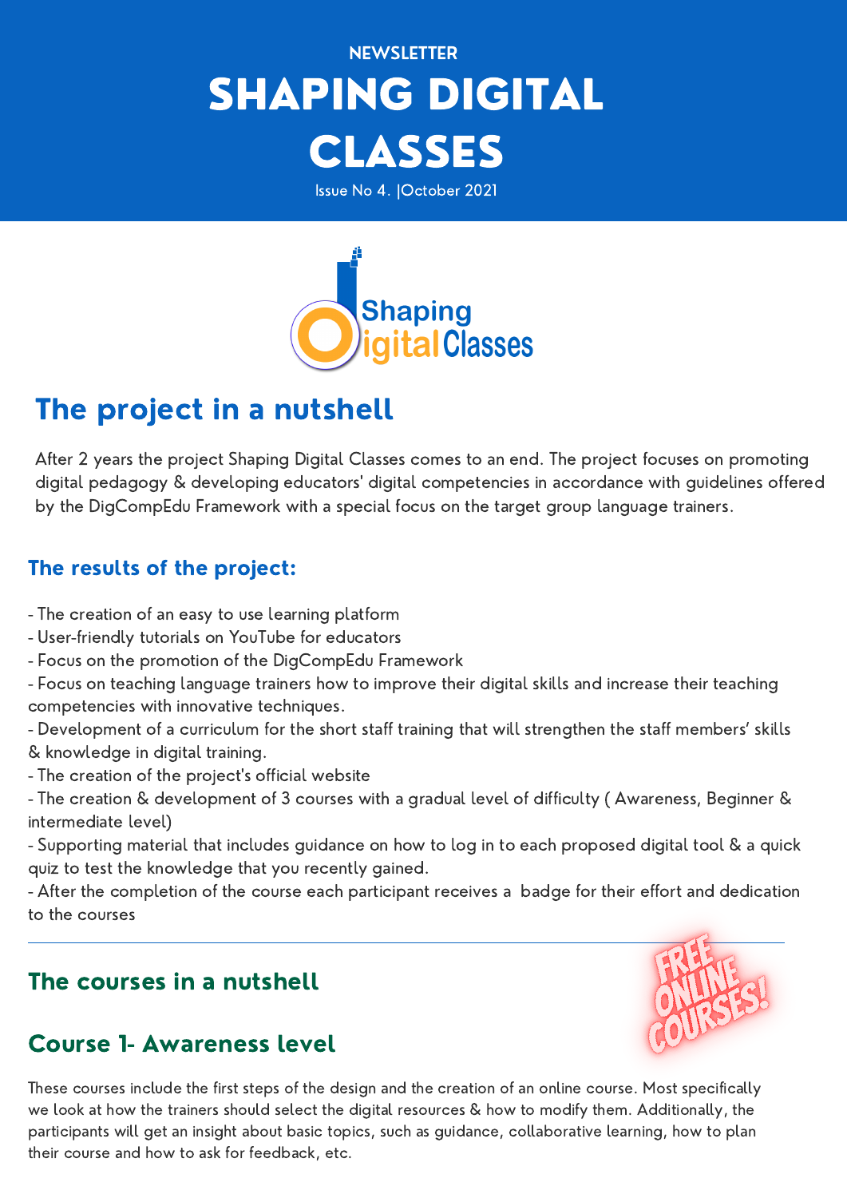NEWSLETTER

# SHAPING DIGITAL CLASSES

Issue No 4. |October 2021

Shaping Digital Classes

## The project in a nutshell

After 2 years the project Shaping Digital Classes comes to an end. The project focuses on promoting digital pedagogy & developing educators' digital competencies in accordance with guidelines offered by the DigCompEdu Framework with a special focus on the target group language trainers.

### The results of the project:

- The creation of an easy to use learning platform
- User-friendly tutorials on YouTube for educators
- Focus on the promotion of the DigCompEdu Framework
- Focus on teaching language trainers how to improve their digital skills and increase their teaching competencies with innovative techniques.
- Development of a curriculum for the short staff training that will strengthen the staff members' skills & knowledge in digital training.
- The creation of the project's official website
- The creation & development of 3 courses with a gradual level of difficulty ( Awareness, Beginner & intermediate level)
- Supporting material that includes guidance on how to log in to each proposed digital tool & a quick quiz to test the knowledge that you recently gained.
- After the completion of the course each participant receives a badge for their effort and dedication to the courses

---

## The courses in a nutshell

FREE ONLINE COURSES!

## Course 1- Awareness level

These courses include the first steps of the design and the creation of an online course. Most specifically we look at how the trainers should select the digital resources & how to modify them. Additionally, the participants will get an insight about basic topics, such as guidance, collaborative learning, how to plan their course and how to ask for feedback, etc.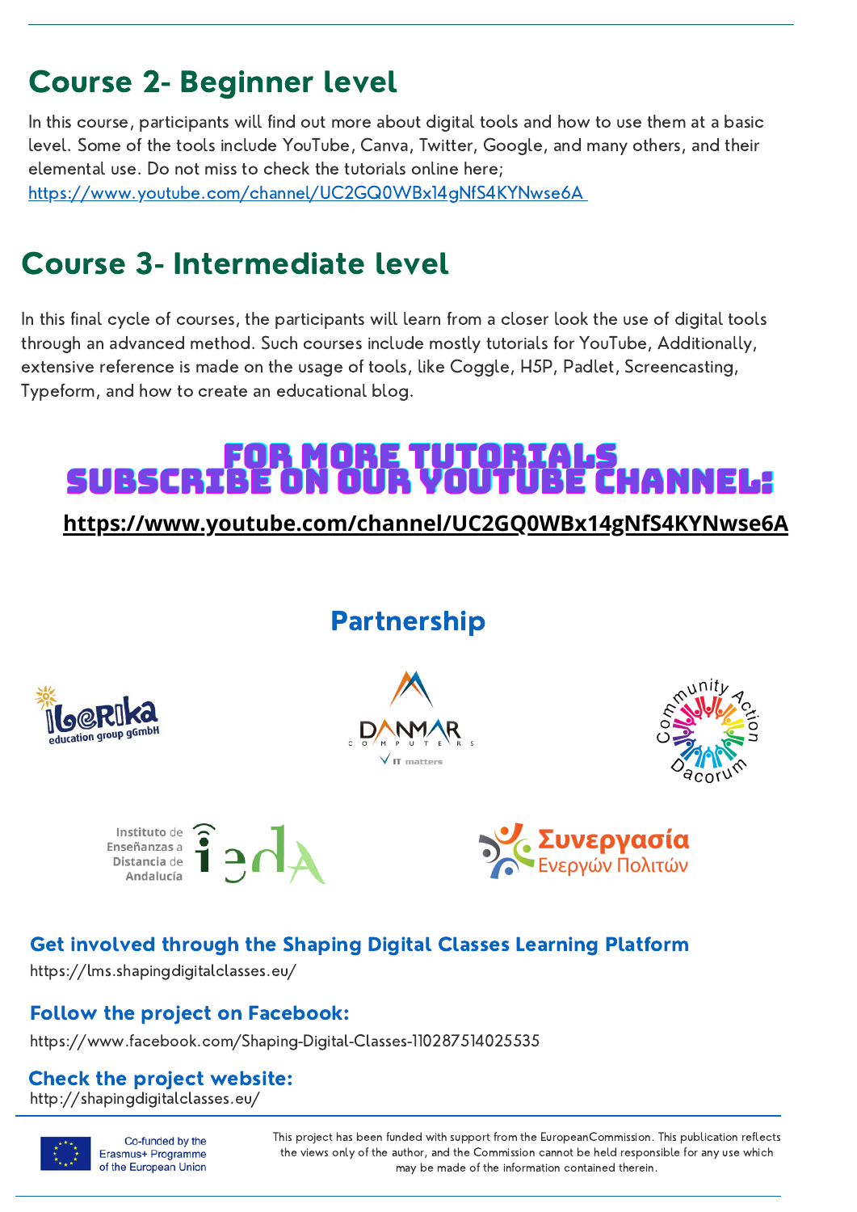## Course 2- Beginner level

In this course, participants will find out more about digital tools and how to use them at a basic level. Some of the tools include YouTube, Canva, Twitter, Google, and many others, and their elemental use. Do not miss to check the tutorials online here; https://www.youtube.com/channel/UC2GQ0WBx14gNfS4KYNwse6A

## Course 3- Intermediate level

In this final cycle of courses, the participants will learn from a closer look the use of digital tools through an advanced method. Such courses include mostly tutorials for YouTube, Additionally, extensive reference is made on the usage of tools, like Coggle, H5P, Padlet, Screencasting, Typeform, and how to create an educational blog.

## FOR MORE TUTORIALS SUBSCRIBE ON OUR YOUTUBE CHANNEL:

**https://www.youtube.com/channel/UC2GQ0WBx14gNfS4KYNwse6A**

## Partnership

Iberika education group gGmbH

DANMAR COMPUTERS IT matters

Community Action Dacorum

Instituto de Enseñanzas a Distancia de Andalucía iedA

Συνεργασία Ενεργών Πολιτών

### Get involved through the Shaping Digital Classes Learning Platform

https://lms.shapingdigitalclasses.eu/

### Follow the project on Facebook:

https://www.facebook.com/Shaping-Digital-Classes-110287514025535

### Check the project website:

http://shapingdigitalclasses.eu/

Co-funded by the Erasmus+ Programme of the European Union

This project has been funded with support from the EuropeanCommission. This publication reflects the views only of the author, and the Commission cannot be held responsible for any use which may be made of the information contained therein.